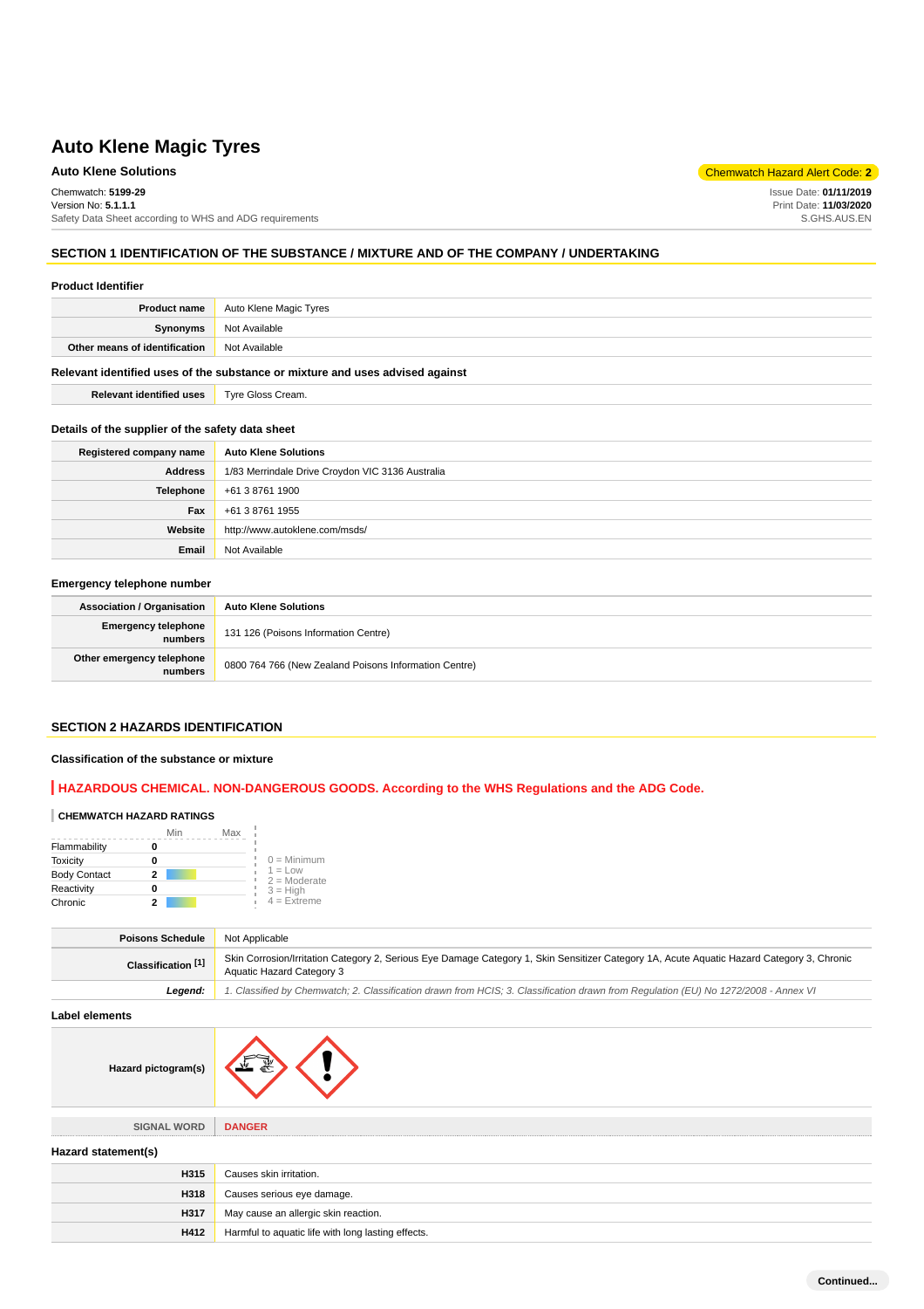# Auto Klene Magic Tyres

**Auto Klene Solutions**

Chemwatch Hazard Alert Code: **2**

Chemwatch: **5199-29**
Version No: **5.1.1.1**
Safety Data Sheet according to WHS and ADG requirements

Issue Date: **01/11/2019**
Print Date: **11/03/2020**
S.GHS.AUS.EN

## SECTION 1 IDENTIFICATION OF THE SUBSTANCE / MIXTURE AND OF THE COMPANY / UNDERTAKING

### Product Identifier

| | |
|---|---|
| **Product name** | Auto Klene Magic Tyres |
| **Synonyms** | Not Available |
| **Other means of identification** | Not Available |

### Relevant identified uses of the substance or mixture and uses advised against

| | |
|---|---|
| **Relevant identified uses** | Tyre Gloss Cream. |

### Details of the supplier of the safety data sheet

| | |
|---|---|
| **Registered company name** | **Auto Klene Solutions** |
| **Address** | 1/83 Merrindale Drive Croydon VIC 3136 Australia |
| **Telephone** | +61 3 8761 1900 |
| **Fax** | +61 3 8761 1955 |
| **Website** | http://www.autoklene.com/msds/ |
| **Email** | Not Available |

### Emergency telephone number

| | |
|---|---|
| **Association / Organisation** | **Auto Klene Solutions** |
| **Emergency telephone numbers** | 131 126 (Poisons Information Centre) |
| **Other emergency telephone numbers** | 0800 764 766 (New Zealand Poisons Information Centre) |

## SECTION 2 HAZARDS IDENTIFICATION

### Classification of the substance or mixture

**HAZARDOUS CHEMICAL. NON-DANGEROUS GOODS. According to the WHS Regulations and the ADG Code.**

**CHEMWATCH HAZARD RATINGS**

| | Min | Max |
|---|---|---|
| Flammability | 0 | |
| Toxicity | 0 | |
| Body Contact | 2 | |
| Reactivity | 0 | |
| Chronic | 2 | |

0 = Minimum
1 = Low
2 = Moderate
3 = High
4 = Extreme

| | |
|---|---|
| **Poisons Schedule** | Not Applicable |
| **Classification [1]** | Skin Corrosion/Irritation Category 2, Serious Eye Damage Category 1, Skin Sensitizer Category 1A, Acute Aquatic Hazard Category 3, Chronic Aquatic Hazard Category 3 |
| ***Legend:*** | *1. Classified by Chemwatch; 2. Classification drawn from HCIS; 3. Classification drawn from Regulation (EU) No 1272/2008 - Annex VI* |

### Label elements

| | |
|---|---|
| **Hazard pictogram(s)** | |
| SIGNAL WORD | **DANGER** |

### Hazard statement(s)

| | |
|---|---|
| **H315** | Causes skin irritation. |
| **H318** | Causes serious eye damage. |
| **H317** | May cause an allergic skin reaction. |
| **H412** | Harmful to aquatic life with long lasting effects. |

**Continued...**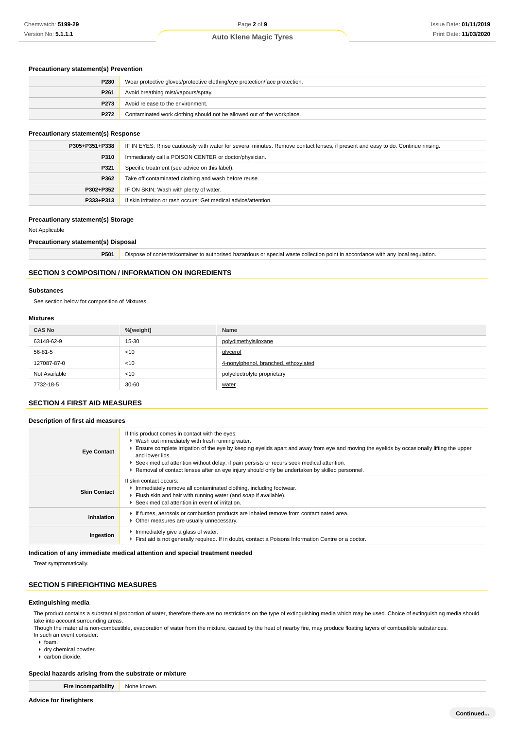### Precautionary statement(s) Prevention

| | |
|---|---|
| P280 | Wear protective gloves/protective clothing/eye protection/face protection. |
| P261 | Avoid breathing mist/vapours/spray. |
| P273 | Avoid release to the environment. |
| P272 | Contaminated work clothing should not be allowed out of the workplace. |

### Precautionary statement(s) Response

| | |
|---|---|
| P305+P351+P338 | IF IN EYES: Rinse cautiously with water for several minutes. Remove contact lenses, if present and easy to do. Continue rinsing. |
| P310 | Immediately call a POISON CENTER or doctor/physician. |
| P321 | Specific treatment (see advice on this label). |
| P362 | Take off contaminated clothing and wash before reuse. |
| P302+P352 | IF ON SKIN: Wash with plenty of water. |
| P333+P313 | If skin irritation or rash occurs: Get medical advice/attention. |

### Precautionary statement(s) Storage

Not Applicable

### Precautionary statement(s) Disposal

| | |
|---|---|
| P501 | Dispose of contents/container to authorised hazardous or special waste collection point in accordance with any local regulation. |

## SECTION 3 COMPOSITION / INFORMATION ON INGREDIENTS

### Substances

See section below for composition of Mixtures

### Mixtures

| CAS No | %[weight] | Name |
|---|---|---|
| 63148-62-9 | 15-30 | polydimethylsiloxane |
| 56-81-5 | <10 | glycerol |
| 127087-87-0 | <10 | 4-nonylphenol, branched, ethoxylated |
| Not Available | <10 | polyelectrolyte proprietary |
| 7732-18-5 | 30-60 | water |

## SECTION 4 FIRST AID MEASURES

### Description of first aid measures

| | |
|---|---|
| Eye Contact | If this product comes in contact with the eyes:<br>▸ Wash out immediately with fresh running water.<br>▸ Ensure complete irrigation of the eye by keeping eyelids apart and away from eye and moving the eyelids by occasionally lifting the upper and lower lids.<br>▸ Seek medical attention without delay; if pain persists or recurs seek medical attention.<br>▸ Removal of contact lenses after an eye injury should only be undertaken by skilled personnel. |
| Skin Contact | If skin contact occurs:<br>▸ Immediately remove all contaminated clothing, including footwear.<br>▸ Flush skin and hair with running water (and soap if available).<br>▸ Seek medical attention in event of irritation. |
| Inhalation | ▸ If fumes, aerosols or combustion products are inhaled remove from contaminated area.<br>▸ Other measures are usually unnecessary. |
| Ingestion | ▸ Immediately give a glass of water.<br>▸ First aid is not generally required. If in doubt, contact a Poisons Information Centre or a doctor. |

### Indication of any immediate medical attention and special treatment needed

Treat symptomatically.

## SECTION 5 FIREFIGHTING MEASURES

### Extinguishing media

The product contains a substantial proportion of water, therefore there are no restrictions on the type of extinguishing media which may be used. Choice of extinguishing media should take into account surrounding areas.
Though the material is non-combustible, evaporation of water from the mixture, caused by the heat of nearby fire, may produce floating layers of combustible substances.
In such an event consider:

- foam.
- dry chemical powder.
- carbon dioxide.

### Special hazards arising from the substrate or mixture

| | |
|---|---|
| Fire Incompatibility | None known. |

### Advice for firefighters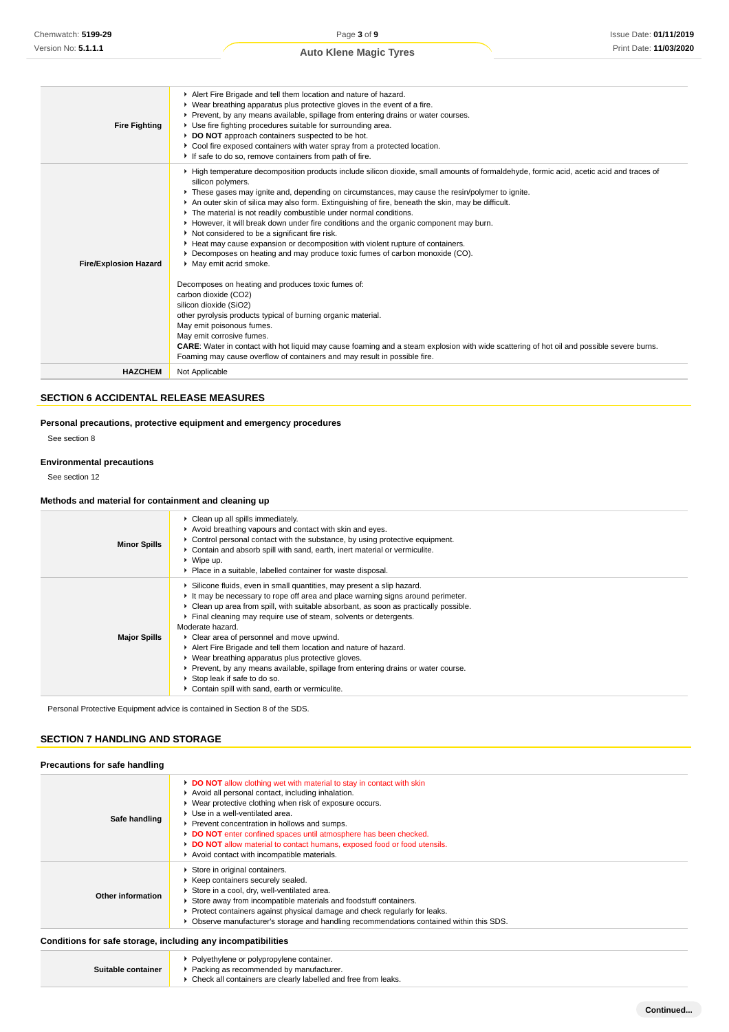| | |
|---|---|
| **Fire Fighting** | ▸ Alert Fire Brigade and tell them location and nature of hazard.<br>▸ Wear breathing apparatus plus protective gloves in the event of a fire.<br>▸ Prevent, by any means available, spillage from entering drains or water courses.<br>▸ Use fire fighting procedures suitable for surrounding area.<br>▸ **DO NOT** approach containers suspected to be hot.<br>▸ Cool fire exposed containers with water spray from a protected location.<br>▸ If safe to do so, remove containers from path of fire. |
| **Fire/Explosion Hazard** | ▸ High temperature decomposition products include silicon dioxide, small amounts of formaldehyde, formic acid, acetic acid and traces of silicon polymers.<br>▸ These gases may ignite and, depending on circumstances, may cause the resin/polymer to ignite.<br>▸ An outer skin of silica may also form. Extinguishing of fire, beneath the skin, may be difficult.<br>▸ The material is not readily combustible under normal conditions.<br>▸ However, it will break down under fire conditions and the organic component may burn.<br>▸ Not considered to be a significant fire risk.<br>▸ Heat may cause expansion or decomposition with violent rupture of containers.<br>▸ Decomposes on heating and may produce toxic fumes of carbon monoxide (CO).<br>▸ May emit acrid smoke.<br><br>Decomposes on heating and produces toxic fumes of:<br>carbon dioxide ($CO_2$)<br>silicon dioxide ($SiO_2$)<br>other pyrolysis products typical of burning organic material.<br>May emit poisonous fumes.<br>May emit corrosive fumes.<br>**CARE**: Water in contact with hot liquid may cause foaming and a steam explosion with wide scattering of hot oil and possible severe burns. Foaming may cause overflow of containers and may result in possible fire. |
| **HAZCHEM** | Not Applicable |

## SECTION 6 ACCIDENTAL RELEASE MEASURES

### Personal precautions, protective equipment and emergency procedures

See section 8

### Environmental precautions

See section 12

### Methods and material for containment and cleaning up

| | |
|---|---|
| **Minor Spills** | ▸ Clean up all spills immediately.<br>▸ Avoid breathing vapours and contact with skin and eyes.<br>▸ Control personal contact with the substance, by using protective equipment.<br>▸ Contain and absorb spill with sand, earth, inert material or vermiculite.<br>▸ Wipe up.<br>▸ Place in a suitable, labelled container for waste disposal. |
| **Major Spills** | ▸ Silicone fluids, even in small quantities, may present a slip hazard.<br>▸ It may be necessary to rope off area and place warning signs around perimeter.<br>▸ Clean up area from spill, with suitable absorbant, as soon as practically possible.<br>▸ Final cleaning may require use of steam, solvents or detergents.<br>Moderate hazard.<br>▸ Clear area of personnel and move upwind.<br>▸ Alert Fire Brigade and tell them location and nature of hazard.<br>▸ Wear breathing apparatus plus protective gloves.<br>▸ Prevent, by any means available, spillage from entering drains or water course.<br>▸ Stop leak if safe to do so.<br>▸ Contain spill with sand, earth or vermiculite. |

Personal Protective Equipment advice is contained in Section 8 of the SDS.

## SECTION 7 HANDLING AND STORAGE

### Precautions for safe handling

| | |
|---|---|
| **Safe handling** | ▸ **DO NOT** allow clothing wet with material to stay in contact with skin<br>▸ Avoid all personal contact, including inhalation.<br>▸ Wear protective clothing when risk of exposure occurs.<br>▸ Use in a well-ventilated area.<br>▸ Prevent concentration in hollows and sumps.<br>▸ **DO NOT** enter confined spaces until atmosphere has been checked.<br>▸ **DO NOT** allow material to contact humans, exposed food or food utensils.<br>▸ Avoid contact with incompatible materials. |
| **Other information** | ▸ Store in original containers.<br>▸ Keep containers securely sealed.<br>▸ Store in a cool, dry, well-ventilated area.<br>▸ Store away from incompatible materials and foodstuff containers.<br>▸ Protect containers against physical damage and check regularly for leaks.<br>▸ Observe manufacturer's storage and handling recommendations contained within this SDS. |

### Conditions for safe storage, including any incompatibilities

| | |
|---|---|
| **Suitable container** | ▸ Polyethylene or polypropylene container.<br>▸ Packing as recommended by manufacturer.<br>▸ Check all containers are clearly labelled and free from leaks. |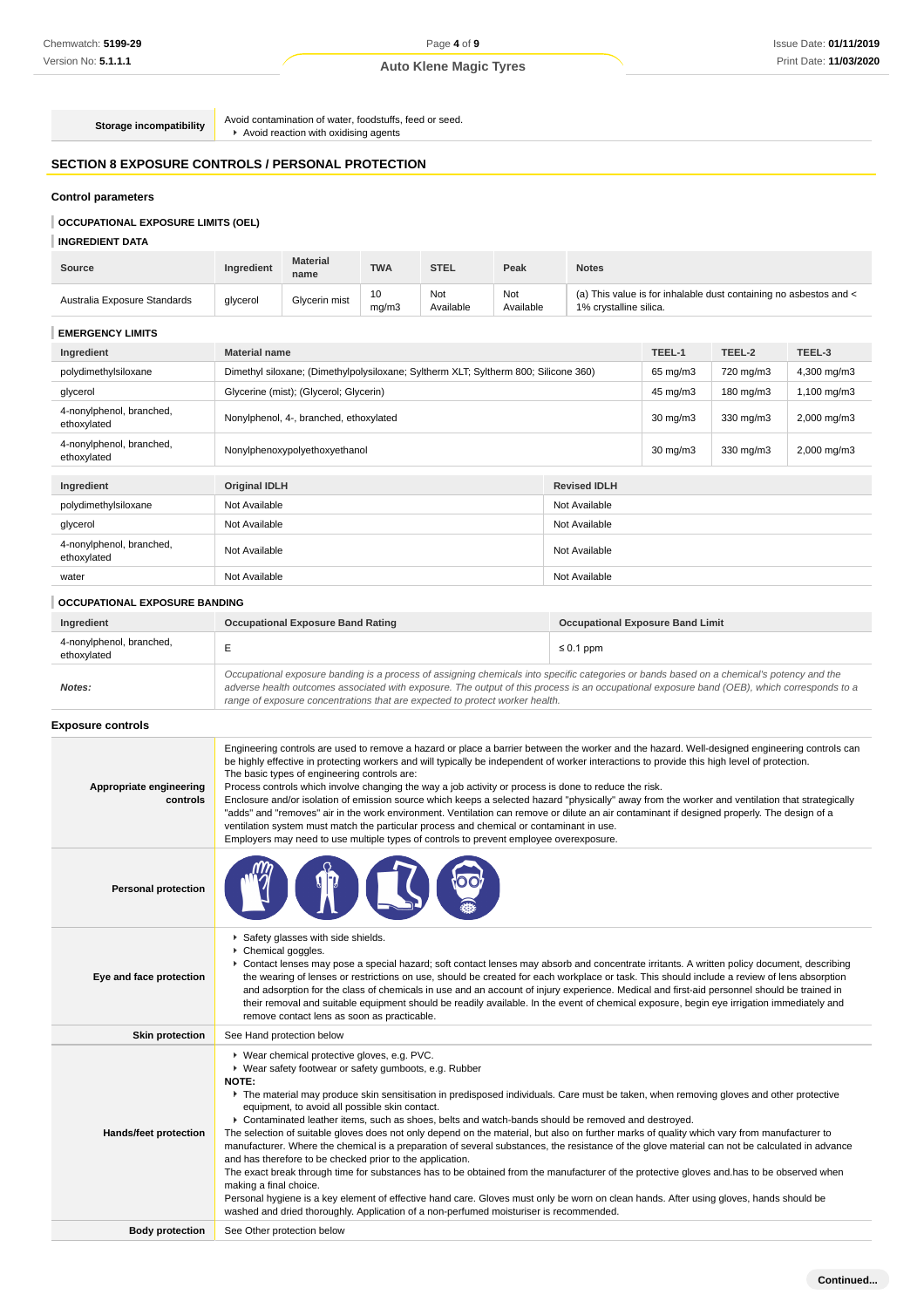| Storage incompatibility | Avoid contamination of water, foodstuffs, feed or seed.<br>- Avoid reaction with oxidising agents |
|---|---|

## SECTION 8 EXPOSURE CONTROLS / PERSONAL PROTECTION

### Control parameters

#### OCCUPATIONAL EXPOSURE LIMITS (OEL)

#### INGREDIENT DATA

| Source | Ingredient | Material name | TWA | STEL | Peak | Notes |
|---|---|---|---|---|---|---|
| Australia Exposure Standards | glycerol | Glycerin mist | 10 mg/m3 | Not Available | Not Available | (a) This value is for inhalable dust containing no asbestos and < 1% crystalline silica. |

#### EMERGENCY LIMITS

| Ingredient | Material name | TEEL-1 | TEEL-2 | TEEL-3 |
|---|---|---|---|---|
| polydimethylsiloxane | Dimethyl siloxane; (Dimethylpolysiloxane; Syltherm XLT; Syltherm 800; Silicone 360) | 65 mg/m3 | 720 mg/m3 | 4,300 mg/m3 |
| glycerol | Glycerine (mist); (Glycerol; Glycerin) | 45 mg/m3 | 180 mg/m3 | 1,100 mg/m3 |
| 4-nonylphenol, branched, ethoxylated | Nonylphenol, 4-, branched, ethoxylated | 30 mg/m3 | 330 mg/m3 | 2,000 mg/m3 |
| 4-nonylphenol, branched, ethoxylated | Nonylphenoxypolyethoxyethanol | 30 mg/m3 | 330 mg/m3 | 2,000 mg/m3 |

| Ingredient | Original IDLH | Revised IDLH |
|---|---|---|
| polydimethylsiloxane | Not Available | Not Available |
| glycerol | Not Available | Not Available |
| 4-nonylphenol, branched, ethoxylated | Not Available | Not Available |
| water | Not Available | Not Available |

#### OCCUPATIONAL EXPOSURE BANDING

| Ingredient | Occupational Exposure Band Rating | Occupational Exposure Band Limit |
|---|---|---|
| 4-nonylphenol, branched, ethoxylated | E | ≤ 0.1 ppm |
| ***Notes:*** | *Occupational exposure banding is a process of assigning chemicals into specific categories or bands based on a chemical's potency and the adverse health outcomes associated with exposure. The output of this process is an occupational exposure band (OEB), which corresponds to a range of exposure concentrations that are expected to protect worker health.* | |

### Exposure controls

| | |
|---|---|
| **Appropriate engineering controls** | Engineering controls are used to remove a hazard or place a barrier between the worker and the hazard. Well-designed engineering controls can be highly effective in protecting workers and will typically be independent of worker interactions to provide this high level of protection.<br>The basic types of engineering controls are:<br>Process controls which involve changing the way a job activity or process is done to reduce the risk.<br>Enclosure and/or isolation of emission source which keeps a selected hazard "physically" away from the worker and ventilation that strategically "adds" and "removes" air in the work environment. Ventilation can remove or dilute an air contaminant if designed properly. The design of a ventilation system must match the particular process and chemical or contaminant in use.<br>Employers may need to use multiple types of controls to prevent employee overexposure. |
| **Personal protection** | |
| **Eye and face protection** | - Safety glasses with side shields.<br>- Chemical goggles.<br>- Contact lenses may pose a special hazard; soft contact lenses may absorb and concentrate irritants. A written policy document, describing the wearing of lenses or restrictions on use, should be created for each workplace or task. This should include a review of lens absorption and adsorption for the class of chemicals in use and an account of injury experience. Medical and first-aid personnel should be trained in their removal and suitable equipment should be readily available. In the event of chemical exposure, begin eye irrigation immediately and remove contact lens as soon as practicable. |
| **Skin protection** | See Hand protection below |
| **Hands/feet protection** | - Wear chemical protective gloves, e.g. PVC.<br>- Wear safety footwear or safety gumboots, e.g. Rubber<br>**NOTE:**<br>- The material may produce skin sensitisation in predisposed individuals. Care must be taken, when removing gloves and other protective equipment, to avoid all possible skin contact.<br>- Contaminated leather items, such as shoes, belts and watch-bands should be removed and destroyed.<br>The selection of suitable gloves does not only depend on the material, but also on further marks of quality which vary from manufacturer to manufacturer. Where the chemical is a preparation of several substances, the resistance of the glove material can not be calculated in advance and has therefore to be checked prior to the application.<br>The exact break through time for substances has to be obtained from the manufacturer of the protective gloves and.has to be observed when making a final choice.<br>Personal hygiene is a key element of effective hand care. Gloves must only be worn on clean hands. After using gloves, hands should be washed and dried thoroughly. Application of a non-perfumed moisturiser is recommended. |
| **Body protection** | See Other protection below |

Continued...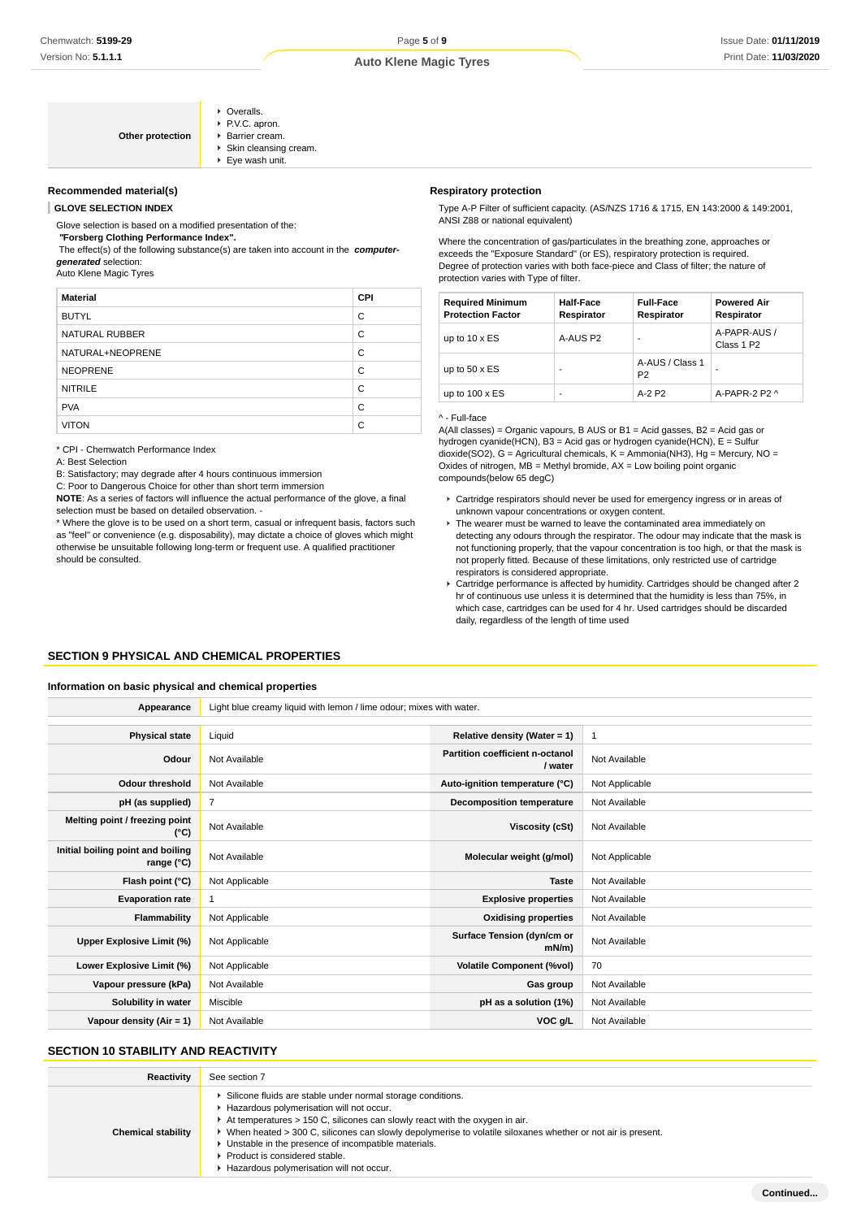| Other protection | Overalls.<br>P.V.C. apron.<br>Barrier cream.<br>Skin cleansing cream.<br>Eye wash unit. |
|---|---|

### Recommended material(s)

**GLOVE SELECTION INDEX**

Glove selection is based on a modified presentation of the:
***"Forsberg Clothing Performance Index".***
The effect(s) of the following substance(s) are taken into account in the ***computer-generated*** selection:
Auto Klene Magic Tyres

| Material | CPI |
|---|---|
| BUTYL | C |
| NATURAL RUBBER | C |
| NATURAL+NEOPRENE | C |
| NEOPRENE | C |
| NITRILE | C |
| PVA | C |
| VITON | C |

\* CPI - Chemwatch Performance Index
A: Best Selection
B: Satisfactory; may degrade after 4 hours continuous immersion
C: Poor to Dangerous Choice for other than short term immersion
**NOTE**: As a series of factors will influence the actual performance of the glove, a final selection must be based on detailed observation. -
\* Where the glove is to be used on a short term, casual or infrequent basis, factors such as "feel" or convenience (e.g. disposability), may dictate a choice of gloves which might otherwise be unsuitable following long-term or frequent use. A qualified practitioner should be consulted.

### Respiratory protection

Type A-P Filter of sufficient capacity. (AS/NZS 1716 & 1715, EN 143:2000 & 149:2001, ANSI Z88 or national equivalent)

Where the concentration of gas/particulates in the breathing zone, approaches or exceeds the "Exposure Standard" (or ES), respiratory protection is required.
Degree of protection varies with both face-piece and Class of filter; the nature of protection varies with Type of filter.

| Required Minimum Protection Factor | Half-Face Respirator | Full-Face Respirator | Powered Air Respirator |
|---|---|---|---|
| up to 10 x ES | A-AUS P2 | - | A-PAPR-AUS / Class 1 P2 |
| up to 50 x ES | - | A-AUS / Class 1 P2 | - |
| up to 100 x ES | - | A-2 P2 | A-PAPR-2 P2 ^ |

^ - Full-face
A(All classes) = Organic vapours, B AUS or B1 = Acid gasses, B2 = Acid gas or hydrogen cyanide(HCN), B3 = Acid gas or hydrogen cyanide(HCN), E = Sulfur dioxide(SO2), G = Agricultural chemicals, K = Ammonia(NH3), Hg = Mercury, NO = Oxides of nitrogen, MB = Methyl bromide, AX = Low boiling point organic compounds(below 65 degC)

- Cartridge respirators should never be used for emergency ingress or in areas of unknown vapour concentrations or oxygen content.
- The wearer must be warned to leave the contaminated area immediately on detecting any odours through the respirator. The odour may indicate that the mask is not functioning properly, that the vapour concentration is too high, or that the mask is not properly fitted. Because of these limitations, only restricted use of cartridge respirators is considered appropriate.
- Cartridge performance is affected by humidity. Cartridges should be changed after 2 hr of continuous use unless it is determined that the humidity is less than 75%, in which case, cartridges can be used for 4 hr. Used cartridges should be discarded daily, regardless of the length of time used

## SECTION 9 PHYSICAL AND CHEMICAL PROPERTIES

### Information on basic physical and chemical properties

| Appearance | Light blue creamy liquid with lemon / lime odour; mixes with water. | | |
|---|---|---|---|
| **Physical state** | Liquid | **Relative density (Water = 1)** | 1 |
| **Odour** | Not Available | **Partition coefficient n-octanol / water** | Not Available |
| **Odour threshold** | Not Available | **Auto-ignition temperature (°C)** | Not Applicable |
| **pH (as supplied)** | 7 | **Decomposition temperature** | Not Available |
| **Melting point / freezing point (°C)** | Not Available | **Viscosity (cSt)** | Not Available |
| **Initial boiling point and boiling range (°C)** | Not Available | **Molecular weight (g/mol)** | Not Applicable |
| **Flash point (°C)** | Not Applicable | **Taste** | Not Available |
| **Evaporation rate** | 1 | **Explosive properties** | Not Available |
| **Flammability** | Not Applicable | **Oxidising properties** | Not Available |
| **Upper Explosive Limit (%)** | Not Applicable | **Surface Tension (dyn/cm or mN/m)** | Not Available |
| **Lower Explosive Limit (%)** | Not Applicable | **Volatile Component (%vol)** | 70 |
| **Vapour pressure (kPa)** | Not Available | **Gas group** | Not Available |
| **Solubility in water** | Miscible | **pH as a solution (1%)** | Not Available |
| **Vapour density (Air = 1)** | Not Available | **VOC g/L** | Not Available |

## SECTION 10 STABILITY AND REACTIVITY

| Reactivity | See section 7 |
|---|---|
| **Chemical stability** | Silicone fluids are stable under normal storage conditions.<br>Hazardous polymerisation will not occur.<br>At temperatures > 150 C, silicones can slowly react with the oxygen in air.<br>When heated > 300 C, silicones can slowly depolymerise to volatile siloxanes whether or not air is present.<br>Unstable in the presence of incompatible materials.<br>Product is considered stable.<br>Hazardous polymerisation will not occur. |

Continued...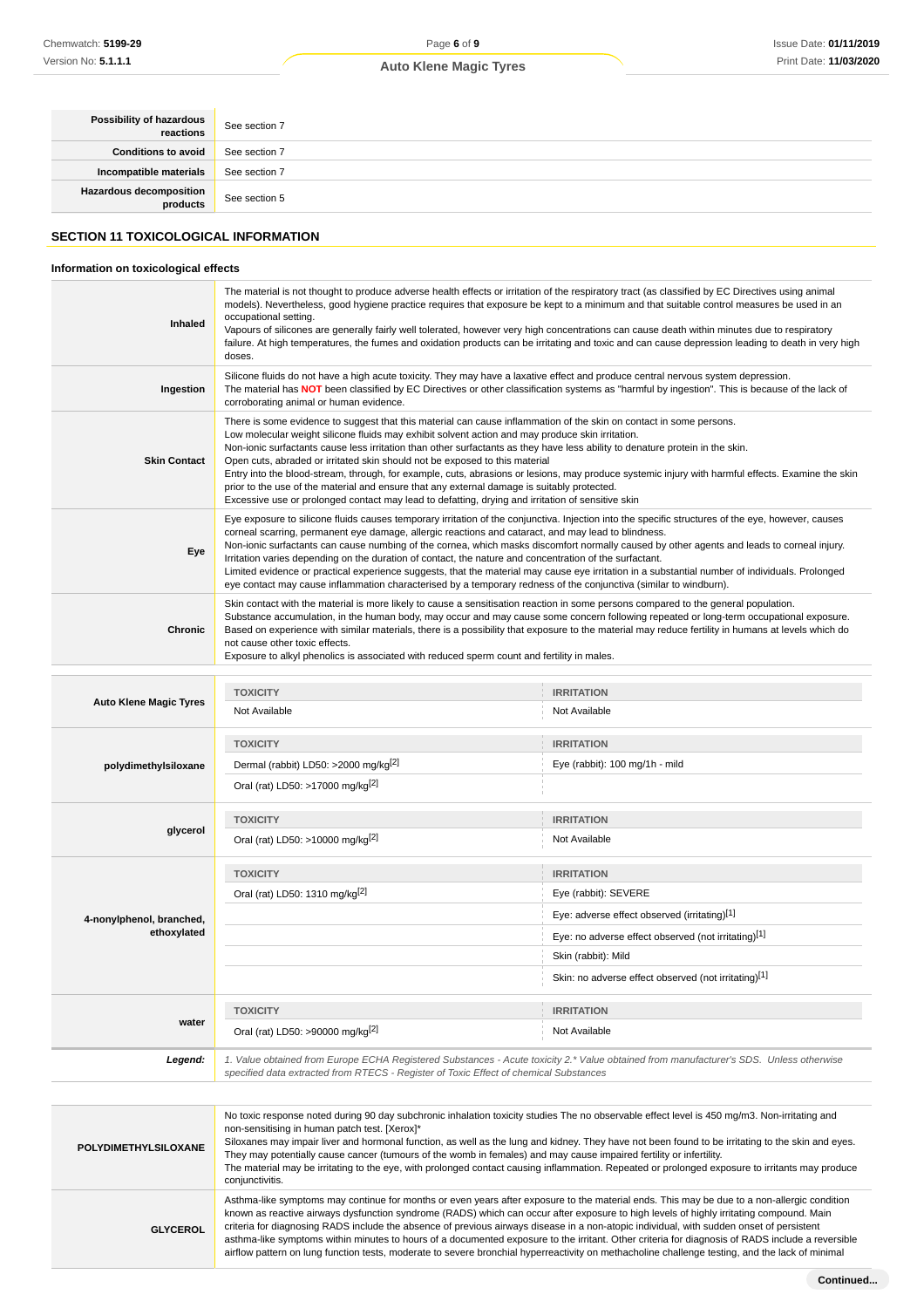| | |
|---|---|
| **Possibility of hazardous reactions** | See section 7 |
| **Conditions to avoid** | See section 7 |
| **Incompatible materials** | See section 7 |
| **Hazardous decomposition products** | See section 5 |

## SECTION 11 TOXICOLOGICAL INFORMATION

### Information on toxicological effects

| | |
|---|---|
| **Inhaled** | The material is not thought to produce adverse health effects or irritation of the respiratory tract (as classified by EC Directives using animal models). Nevertheless, good hygiene practice requires that exposure be kept to a minimum and that suitable control measures be used in an occupational setting.<br>Vapours of silicones are generally fairly well tolerated, however very high concentrations can cause death within minutes due to respiratory failure. At high temperatures, the fumes and oxidation products can be irritating and toxic and can cause depression leading to death in very high doses. |
| **Ingestion** | Silicone fluids do not have a high acute toxicity. They may have a laxative effect and produce central nervous system depression.<br>The material has **NOT** been classified by EC Directives or other classification systems as "harmful by ingestion". This is because of the lack of corroborating animal or human evidence. |
| **Skin Contact** | There is some evidence to suggest that this material can cause inflammation of the skin on contact in some persons.<br>Low molecular weight silicone fluids may exhibit solvent action and may produce skin irritation.<br>Non-ionic surfactants cause less irritation than other surfactants as they have less ability to denature protein in the skin.<br>Open cuts, abraded or irritated skin should not be exposed to this material<br>Entry into the blood-stream, through, for example, cuts, abrasions or lesions, may produce systemic injury with harmful effects. Examine the skin prior to the use of the material and ensure that any external damage is suitably protected.<br>Excessive use or prolonged contact may lead to defatting, drying and irritation of sensitive skin |
| **Eye** | Eye exposure to silicone fluids causes temporary irritation of the conjunctiva. Injection into the specific structures of the eye, however, causes corneal scarring, permanent eye damage, allergic reactions and cataract, and may lead to blindness.<br>Non-ionic surfactants can cause numbing of the cornea, which masks discomfort normally caused by other agents and leads to corneal injury. Irritation varies depending on the duration of contact, the nature and concentration of the surfactant.<br>Limited evidence or practical experience suggests, that the material may cause eye irritation in a substantial number of individuals. Prolonged eye contact may cause inflammation characterised by a temporary redness of the conjunctiva (similar to windburn). |
| **Chronic** | Skin contact with the material is more likely to cause a sensitisation reaction in some persons compared to the general population.<br>Substance accumulation, in the human body, may occur and may cause some concern following repeated or long-term occupational exposure.<br>Based on experience with similar materials, there is a possibility that exposure to the material may reduce fertility in humans at levels which do not cause other toxic effects.<br>Exposure to alkyl phenolics is associated with reduced sperm count and fertility in males. |

| | TOXICITY | IRRITATION |
|---|---|---|
| **Auto Klene Magic Tyres** | Not Available | Not Available |
| **polydimethylsiloxane** | Dermal (rabbit) LD50: >2000 mg/kg[2] | Eye (rabbit): 100 mg/1h - mild |
| | Oral (rat) LD50: >17000 mg/kg[2] | |
| **glycerol** | Oral (rat) LD50: >10000 mg/kg[2] | Not Available |
| **4-nonylphenol, branched, ethoxylated** | Oral (rat) LD50: 1310 mg/kg[2] | Eye (rabbit): SEVERE |
| | | Eye: adverse effect observed (irritating)[1] |
| | | Eye: no adverse effect observed (not irritating)[1] |
| | | Skin (rabbit): Mild |
| | | Skin: no adverse effect observed (not irritating)[1] |
| **water** | Oral (rat) LD50: >90000 mg/kg[2] | Not Available |
| ***Legend:*** | *1. Value obtained from Europe ECHA Registered Substances - Acute toxicity 2.* Value obtained from manufacturer's SDS. Unless otherwise specified data extracted from RTECS - Register of Toxic Effect of chemical Substances* | |

| | |
|---|---|
| **POLYDIMETHYLSILOXANE** | No toxic response noted during 90 day subchronic inhalation toxicity studies The no observable effect level is 450 mg/m3. Non-irritating and non-sensitising in human patch test. [Xerox]*<br>Siloxanes may impair liver and hormonal function, as well as the lung and kidney. They have not been found to be irritating to the skin and eyes. They may potentially cause cancer (tumours of the womb in females) and may cause impaired fertility or infertility.<br>The material may be irritating to the eye, with prolonged contact causing inflammation. Repeated or prolonged exposure to irritants may produce conjunctivitis. |
| **GLYCEROL** | Asthma-like symptoms may continue for months or even years after exposure to the material ends. This may be due to a non-allergic condition known as reactive airways dysfunction syndrome (RADS) which can occur after exposure to high levels of highly irritating compound. Main criteria for diagnosing RADS include the absence of previous airways disease in a non-atopic individual, with sudden onset of persistent asthma-like symptoms within minutes to hours of a documented exposure to the irritant. Other criteria for diagnosis of RADS include a reversible airflow pattern on lung function tests, moderate to severe bronchial hyperreactivity on methacholine challenge testing, and the lack of minimal |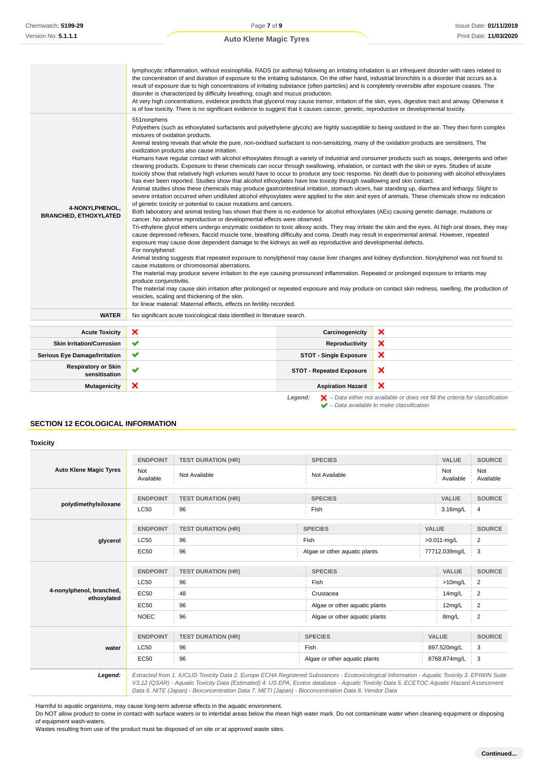| | |
|---|---|
| | lymphocytic inflammation, without eosinophilia. RADS (or asthma) following an irritating inhalation is an infrequent disorder with rates related to the concentration of and duration of exposure to the irritating substance. On the other hand, industrial bronchitis is a disorder that occurs as a result of exposure due to high concentrations of irritating substance (often particles) and is completely reversible after exposure ceases. The disorder is characterized by difficulty breathing, cough and mucus production.<br>At very high concentrations, evidence predicts that glycerol may cause tremor, irritation of the skin, eyes, digestive tract and airway. Otherwise it is of low toxicity. There is no significant evidence to suggest that it causes cancer, genetic, reproductive or developmental toxicity. |
| **4-NONYLPHENOL, BRANCHED, ETHOXYLATED** | 551nonphens<br>Polyethers (such as ethoxylated surfactants and polyethylene glycols) are highly susceptible to being oxidized in the air. They then form complex mixtures of oxidation products.<br>Animal testing reveals that whole the pure, non-oxidised surfactant is non-sensitizing, many of the oxidation products are sensitisers. The oxidization products also cause irritation.<br>Humans have regular contact with alcohol ethoxylates through a variety of industrial and consumer products such as soaps, detergents and other cleaning products. Exposure to these chemicals can occur through swallowing, inhalation, or contact with the skin or eyes. Studies of acute toxicity show that relatively high volumes would have to occur to produce any toxic response. No death due to poisoning with alcohol ethoxylates has ever been reported. Studies show that alcohol ethoxylates have low toxicity through swallowing and skin contact.<br>Animal studies show these chemicals may produce gastrointestinal irritation, stomach ulcers, hair standing up, diarrhea and lethargy. Slight to severe irritation occurred when undiluted alcohol ethyoxylates were applied to the skin and eyes of animals. These chemicals show no indication of genetic toxicity or potential to cause mutations and cancers.<br>Both laboratory and animal testing has shown that there is no evidence for alcohol ethoxylates (AEs) causing genetic damage, mutations or cancer. No adverse reproductive or developmental effects were observed.<br>Tri-ethylene glycol ethers undergo enzymatic oxidation to toxic alkoxy acids. They may irritate the skin and the eyes. At high oral doses, they may cause depressed reflexes, flaccid muscle tone, breathing difficulty and coma. Death may result in experimental animal. However, repeated exposure may cause dose dependent damage to the kidneys as well as reproductive and developmental defects.<br>For nonylphenol:<br>Animal testing suggests that repeated exposure to nonylphenol may cause liver changes and kidney dysfunction. Nonylphenol was not found to cause mutations or chromosomal aberrations.<br>The material may produce severe irritation to the eye causing pronounced inflammation. Repeated or prolonged exposure to irritants may produce conjunctivitis.<br>The material may cause skin irritation after prolonged or repeated exposure and may produce on contact skin redness, swelling, the production of vesicles, scaling and thickening of the skin.<br>for linear material: Maternal effects, effects on fertility recorded. |
| **WATER** | No significant acute toxicological data identified in literature search. |

| | | | |
|---|---|---|---|
| **Acute Toxicity** | ✘ | **Carcinogenicity** | ✘ |
| **Skin Irritation/Corrosion** | ✔ | **Reproductivity** | ✘ |
| **Serious Eye Damage/Irritation** | ✔ | **STOT - Single Exposure** | ✘ |
| **Respiratory or Skin sensitisation** | ✔ | **STOT - Repeated Exposure** | ✘ |
| **Mutagenicity** | ✘ | **Aspiration Hazard** | ✘ |

*Legend:* ✘ *– Data either not available or does not fill the criteria for classification*
✔ *– Data available to make classification*

## SECTION 12 ECOLOGICAL INFORMATION

### Toxicity

| | ENDPOINT | TEST DURATION (HR) | SPECIES | VALUE | SOURCE |
|---|---|---|---|---|---|
| **Auto Klene Magic Tyres** | Not Available | Not Available | Not Available | Not Available | Not Available |
| **polydimethylsiloxane** | LC50 | 96 | Fish | 3.16mg/L | 4 |
| **glycerol** | LC50 | 96 | Fish | >0.011-mg/L | 2 |
| | EC50 | 96 | Algae or other aquatic plants | 77712.039mg/L | 3 |
| **4-nonylphenol, branched, ethoxylated** | LC50 | 96 | Fish | >10mg/L | 2 |
| | EC50 | 48 | Crustacea | 14mg/L | 2 |
| | EC50 | 96 | Algae or other aquatic plants | 12mg/L | 2 |
| | NOEC | 96 | Algae or other aquatic plants | 8mg/L | 2 |
| **water** | LC50 | 96 | Fish | 897.520mg/L | 3 |
| | EC50 | 96 | Algae or other aquatic plants | 8768.874mg/L | 3 |
| ***Legend:*** | *Extracted from 1. IUCLID Toxicity Data 2. Europe ECHA Registered Substances - Ecotoxicological Information - Aquatic Toxicity 3. EPIWIN Suite V3.12 (QSAR) - Aquatic Toxicity Data (Estimated) 4. US EPA, Ecotox database - Aquatic Toxicity Data 5. ECETOC Aquatic Hazard Assessment Data 6. NITE (Japan) - Bioconcentration Data 7. METI (Japan) - Bioconcentration Data 8. Vendor Data* | | | | |

Harmful to aquatic organisms, may cause long-term adverse effects in the aquatic environment.
Do NOT allow product to come in contact with surface waters or to intertidal areas below the mean high water mark. Do not contaminate water when cleaning equipment or disposing of equipment wash-waters.
Wastes resulting from use of the product must be disposed of on site or at approved waste sites.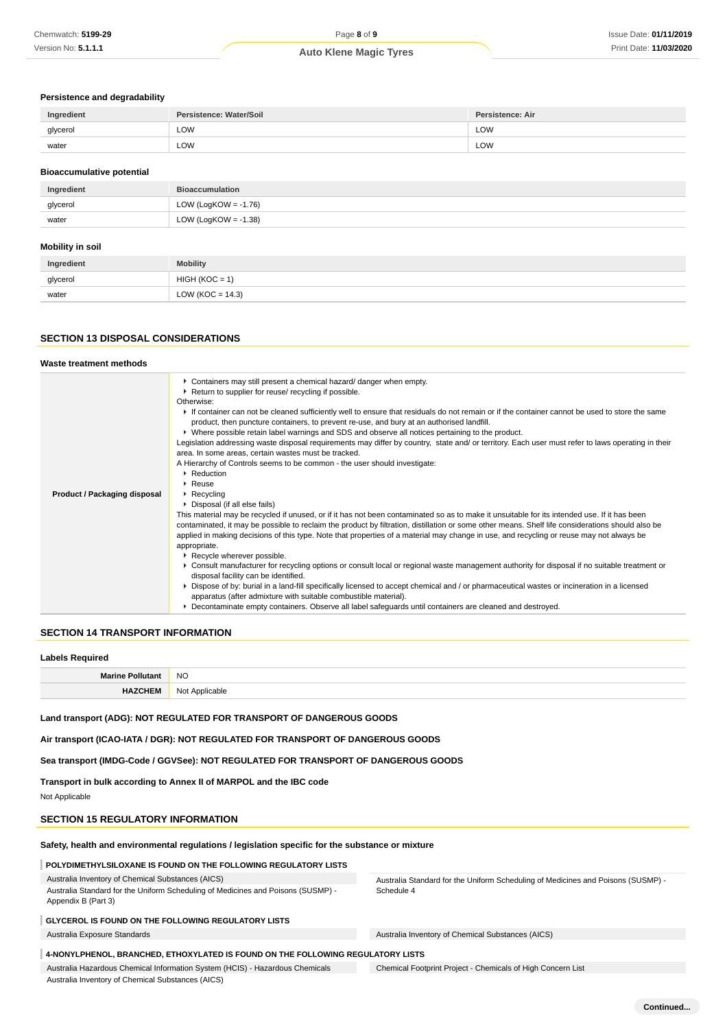### Persistence and degradability

| Ingredient | Persistence: Water/Soil | Persistence: Air |
|---|---|---|
| glycerol | LOW | LOW |
| water | LOW | LOW |

### Bioaccumulative potential

| Ingredient | Bioaccumulation |
|---|---|
| glycerol | LOW (LogKOW = -1.76) |
| water | LOW (LogKOW = -1.38) |

### Mobility in soil

| Ingredient | Mobility |
|---|---|
| glycerol | HIGH (KOC = 1) |
| water | LOW (KOC = 14.3) |

## SECTION 13 DISPOSAL CONSIDERATIONS

### Waste treatment methods

**Product / Packaging disposal**

- Containers may still present a chemical hazard/ danger when empty.
- Return to supplier for reuse/ recycling if possible.

Otherwise:

- If container can not be cleaned sufficiently well to ensure that residuals do not remain or if the container cannot be used to store the same product, then puncture containers, to prevent re-use, and bury at an authorised landfill.
- Where possible retain label warnings and SDS and observe all notices pertaining to the product.

Legislation addressing waste disposal requirements may differ by country, state and/ or territory. Each user must refer to laws operating in their area. In some areas, certain wastes must be tracked.

A Hierarchy of Controls seems to be common - the user should investigate:

- Reduction
- Reuse
- Recycling
- Disposal (if all else fails)

This material may be recycled if unused, or if it has not been contaminated so as to make it unsuitable for its intended use. If it has been contaminated, it may be possible to reclaim the product by filtration, distillation or some other means. Shelf life considerations should also be applied in making decisions of this type. Note that properties of a material may change in use, and recycling or reuse may not always be appropriate.

- Recycle wherever possible.
- Consult manufacturer for recycling options or consult local or regional waste management authority for disposal if no suitable treatment or disposal facility can be identified.
- Dispose of by: burial in a land-fill specifically licensed to accept chemical and / or pharmaceutical wastes or incineration in a licensed apparatus (after admixture with suitable combustible material).
- Decontaminate empty containers. Observe all label safeguards until containers are cleaned and destroyed.

## SECTION 14 TRANSPORT INFORMATION

### Labels Required

| | |
|---|---|
| **Marine Pollutant** | NO |
| **HAZCHEM** | Not Applicable |

**Land transport (ADG): NOT REGULATED FOR TRANSPORT OF DANGEROUS GOODS**

**Air transport (ICAO-IATA / DGR): NOT REGULATED FOR TRANSPORT OF DANGEROUS GOODS**

**Sea transport (IMDG-Code / GGVSee): NOT REGULATED FOR TRANSPORT OF DANGEROUS GOODS**

**Transport in bulk according to Annex II of MARPOL and the IBC code**

Not Applicable

## SECTION 15 REGULATORY INFORMATION

### Safety, health and environmental regulations / legislation specific for the substance or mixture

**POLYDIMETHYLSILOXANE IS FOUND ON THE FOLLOWING REGULATORY LISTS**

Australia Inventory of Chemical Substances (AICS)

Australia Standard for the Uniform Scheduling of Medicines and Poisons (SUSMP) - Appendix B (Part 3)

Australia Standard for the Uniform Scheduling of Medicines and Poisons (SUSMP) - Schedule 4

**GLYCEROL IS FOUND ON THE FOLLOWING REGULATORY LISTS**

Australia Exposure Standards

Australia Inventory of Chemical Substances (AICS)

**4-NONYLPHENOL, BRANCHED, ETHOXYLATED IS FOUND ON THE FOLLOWING REGULATORY LISTS**

Australia Hazardous Chemical Information System (HCIS) - Hazardous Chemicals

Australia Inventory of Chemical Substances (AICS)

Chemical Footprint Project - Chemicals of High Concern List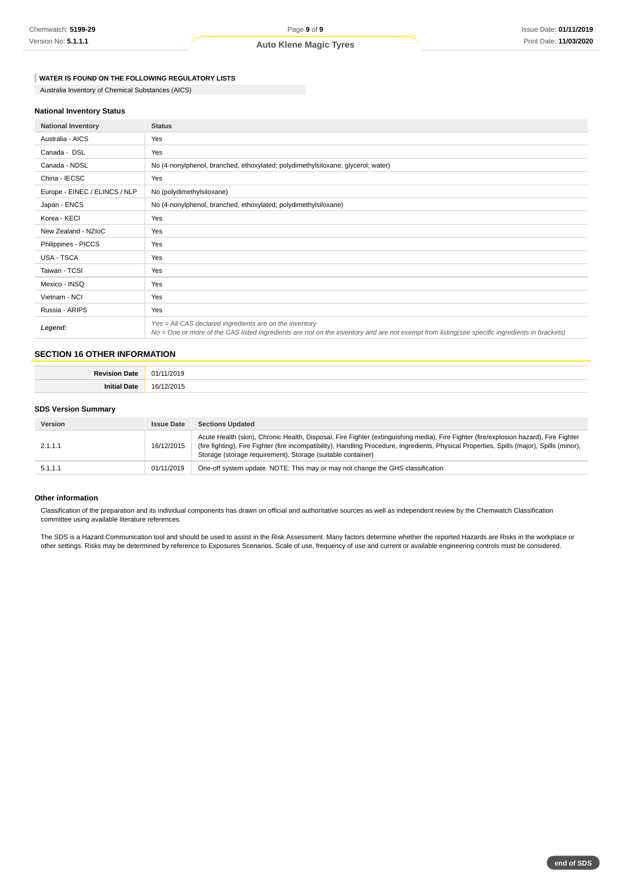**WATER IS FOUND ON THE FOLLOWING REGULATORY LISTS**

Australia Inventory of Chemical Substances (AICS)

### National Inventory Status

| National Inventory | Status |
|---|---|
| Australia - AICS | Yes |
| Canada - DSL | Yes |
| Canada - NDSL | No (4-nonylphenol, branched, ethoxylated; polydimethylsiloxane; glycerol; water) |
| China - IECSC | Yes |
| Europe - EINEC / ELINCS / NLP | No (polydimethylsiloxane) |
| Japan - ENCS | No (4-nonylphenol, branched, ethoxylated; polydimethylsiloxane) |
| Korea - KECI | Yes |
| New Zealand - NZIoC | Yes |
| Philippines - PICCS | Yes |
| USA - TSCA | Yes |
| Taiwan - TCSI | Yes |
| Mexico - INSQ | Yes |
| Vietnam - NCI | Yes |
| Russia - ARIPS | Yes |
| ***Legend:*** | *Yes = All CAS declared ingredients are on the inventory*<br>*No = One or more of the CAS listed ingredients are not on the inventory and are not exempt from listing(see specific ingredients in brackets)* |

## SECTION 16 OTHER INFORMATION

| | |
|---|---|
| **Revision Date** | 01/11/2019 |
| **Initial Date** | 16/12/2015 |

### SDS Version Summary

| Version | Issue Date | Sections Updated |
|---|---|---|
| 2.1.1.1 | 16/12/2015 | Acute Health (skin), Chronic Health, Disposal, Fire Fighter (extinguishing media), Fire Fighter (fire/explosion hazard), Fire Fighter (fire fighting), Fire Fighter (fire incompatibility), Handling Procedure, Ingredients, Physical Properties, Spills (major), Spills (minor), Storage (storage requirement), Storage (suitable container) |
| 5.1.1.1 | 01/11/2019 | One-off system update. NOTE: This may or may not change the GHS classification |

### Other information

Classification of the preparation and its individual components has drawn on official and authoritative sources as well as independent review by the Chemwatch Classification committee using available literature references.

The SDS is a Hazard Communication tool and should be used to assist in the Risk Assessment. Many factors determine whether the reported Hazards are Risks in the workplace or other settings. Risks may be determined by reference to Exposures Scenarios. Scale of use, frequency of use and current or available engineering controls must be considered.

end of SDS